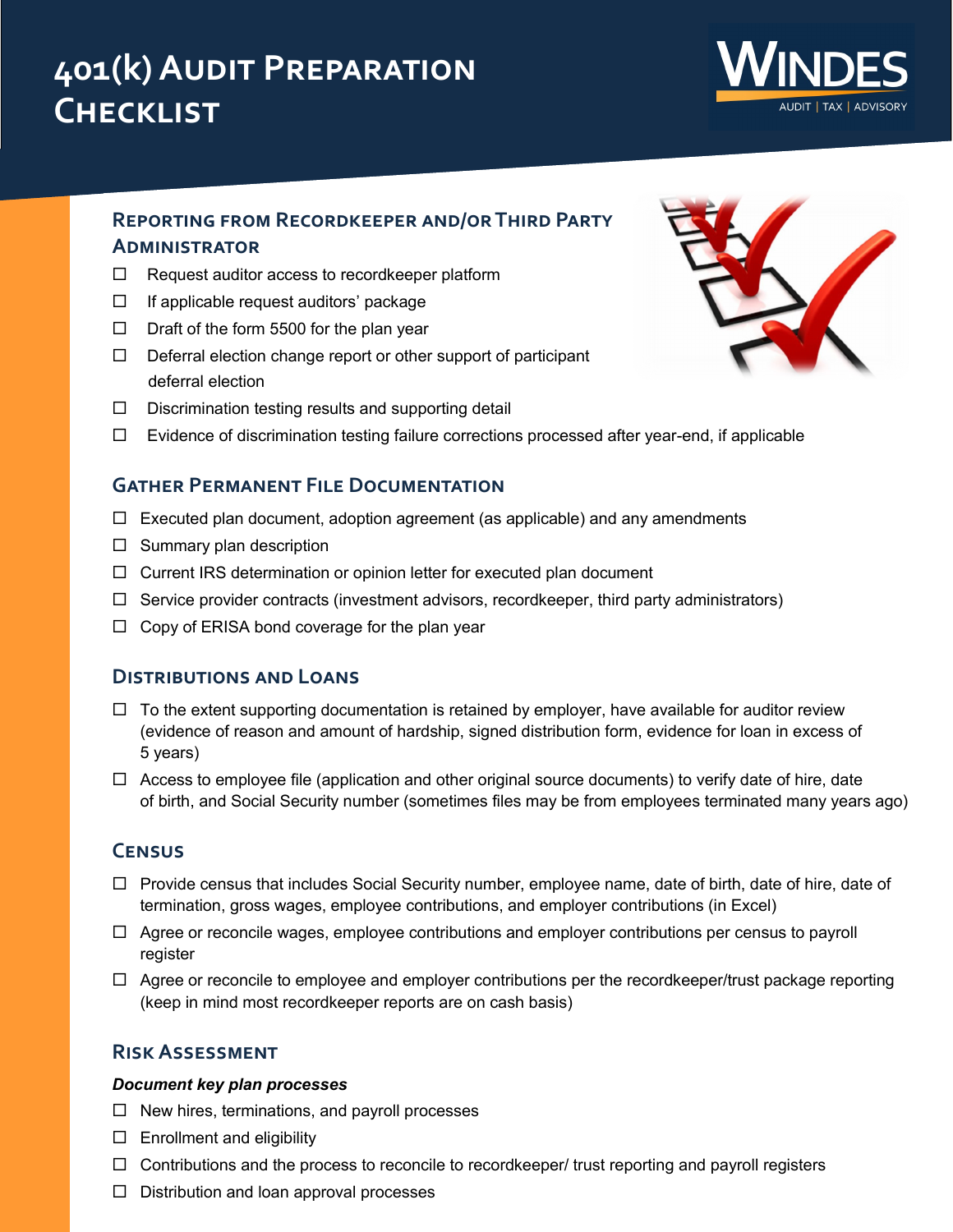# 401(k) Audit Preparation Checklist

WINDES
AUDIT | TAX | ADVISORY

## Reporting from Recordkeeper and/or Third Party Administrator

- ☐ Request auditor access to recordkeeper platform
- ☐ If applicable request auditors' package
- ☐ Draft of the form 5500 for the plan year
- ☐ Deferral election change report or other support of participant deferral election
- ☐ Discrimination testing results and supporting detail
- ☐ Evidence of discrimination testing failure corrections processed after year-end, if applicable

## Gather Permanent File Documentation

- ☐ Executed plan document, adoption agreement (as applicable) and any amendments
- ☐ Summary plan description
- ☐ Current IRS determination or opinion letter for executed plan document
- ☐ Service provider contracts (investment advisors, recordkeeper, third party administrators)
- ☐ Copy of ERISA bond coverage for the plan year

## Distributions and Loans

- ☐ To the extent supporting documentation is retained by employer, have available for auditor review (evidence of reason and amount of hardship, signed distribution form, evidence for loan in excess of 5 years)
- ☐ Access to employee file (application and other original source documents) to verify date of hire, date of birth, and Social Security number (sometimes files may be from employees terminated many years ago)

## Census

- ☐ Provide census that includes Social Security number, employee name, date of birth, date of hire, date of termination, gross wages, employee contributions, and employer contributions (in Excel)
- ☐ Agree or reconcile wages, employee contributions and employer contributions per census to payroll register
- ☐ Agree or reconcile to employee and employer contributions per the recordkeeper/trust package reporting (keep in mind most recordkeeper reports are on cash basis)

## Risk Assessment

***Document key plan processes***

- ☐ New hires, terminations, and payroll processes
- ☐ Enrollment and eligibility
- ☐ Contributions and the process to reconcile to recordkeeper/ trust reporting and payroll registers
- ☐ Distribution and loan approval processes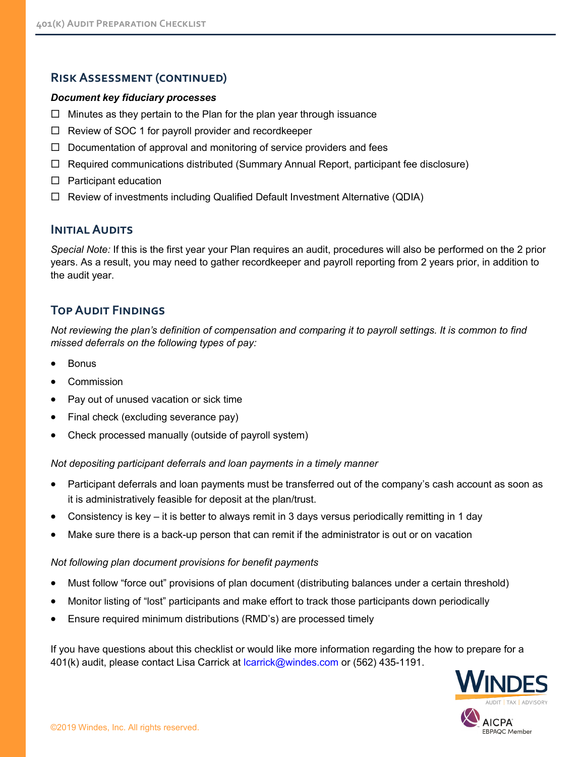## Risk Assessment (continued)

***Document key fiduciary processes***

- ☐ Minutes as they pertain to the Plan for the plan year through issuance
- ☐ Review of SOC 1 for payroll provider and recordkeeper
- ☐ Documentation of approval and monitoring of service providers and fees
- ☐ Required communications distributed (Summary Annual Report, participant fee disclosure)
- ☐ Participant education
- ☐ Review of investments including Qualified Default Investment Alternative (QDIA)

## Initial Audits

*Special Note:* If this is the first year your Plan requires an audit, procedures will also be performed on the 2 prior years. As a result, you may need to gather recordkeeper and payroll reporting from 2 years prior, in addition to the audit year.

## Top Audit Findings

*Not reviewing the plan's definition of compensation and comparing it to payroll settings. It is common to find missed deferrals on the following types of pay:*

- Bonus
- Commission
- Pay out of unused vacation or sick time
- Final check (excluding severance pay)
- Check processed manually (outside of payroll system)

*Not depositing participant deferrals and loan payments in a timely manner*

- Participant deferrals and loan payments must be transferred out of the company's cash account as soon as it is administratively feasible for deposit at the plan/trust.
- Consistency is key – it is better to always remit in 3 days versus periodically remitting in 1 day
- Make sure there is a back-up person that can remit if the administrator is out or on vacation

*Not following plan document provisions for benefit payments*

- Must follow "force out" provisions of plan document (distributing balances under a certain threshold)
- Monitor listing of "lost" participants and make effort to track those participants down periodically
- Ensure required minimum distributions (RMD's) are processed timely

If you have questions about this checklist or would like more information regarding the how to prepare for a 401(k) audit, please contact Lisa Carrick at lcarrick@windes.com or (562) 435-1191.

WINDES
AUDIT | TAX | ADVISORY

AICPA EBPAQC Member

©2019 Windes, Inc. All rights reserved.